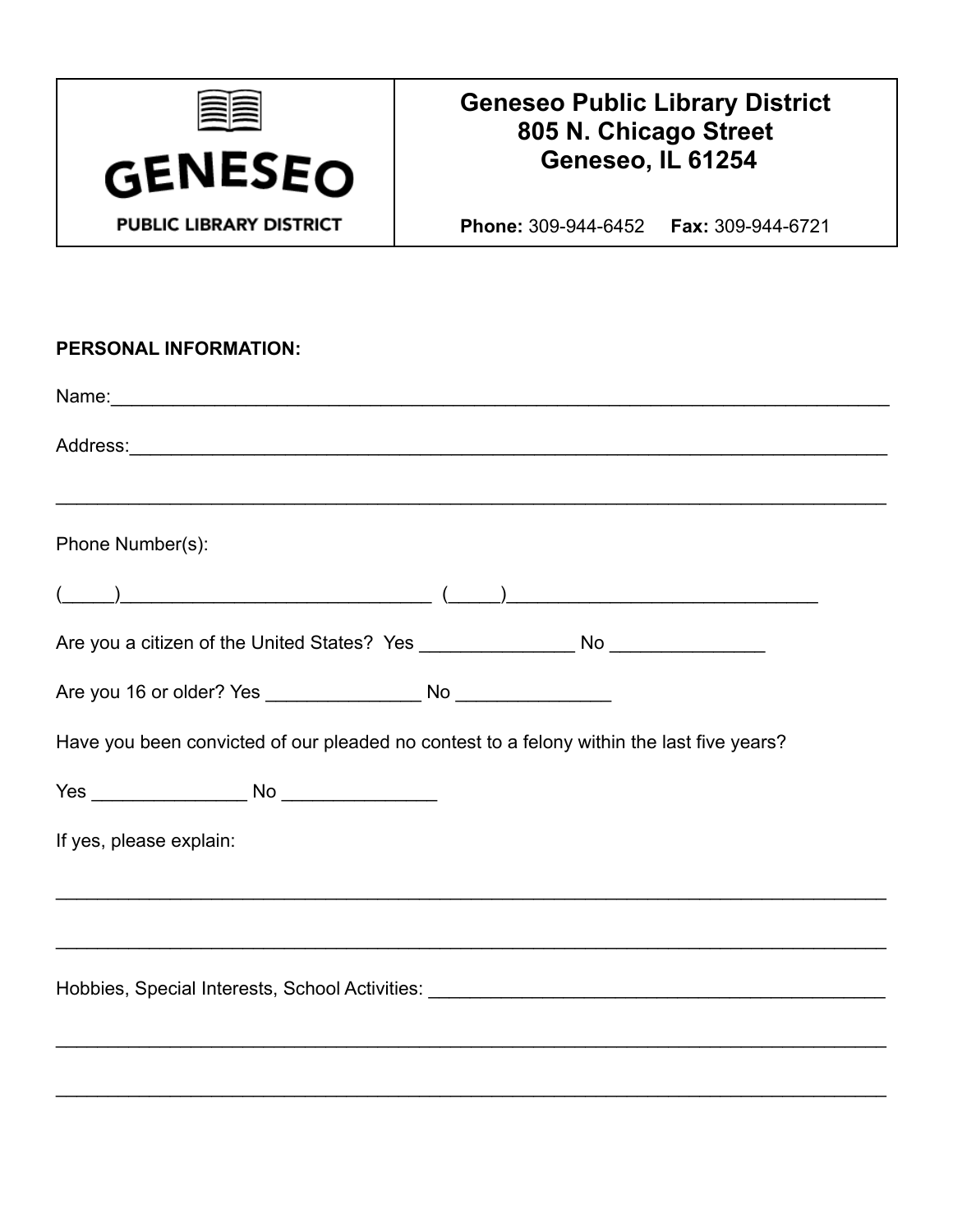| GENESEO PUBLIC LIBRARY DISTRICT | **Geneseo Public Library District**<br>**805 N. Chicago Street**<br>**Geneseo, IL 61254**<br><br>**Phone:** 309-944-6452 **Fax:** 309-944-6721 |
|---|---|

**PERSONAL INFORMATION:**

Name:_______________________________________________________________________________

Address:_____________________________________________________________________________

_____________________________________________________________________________________

Phone Number(s):

(_____)________________________________ (_____)_______________________________

Are you a citizen of the United States? Yes _______________ No _______________

Are you 16 or older? Yes _______________ No _______________

Have you been convicted of our pleaded no contest to a felony within the last five years?

Yes _______________ No _______________

If yes, please explain:

_____________________________________________________________________________________

_____________________________________________________________________________________

Hobbies, Special Interests, School Activities: _______________________________________________

_____________________________________________________________________________________

_____________________________________________________________________________________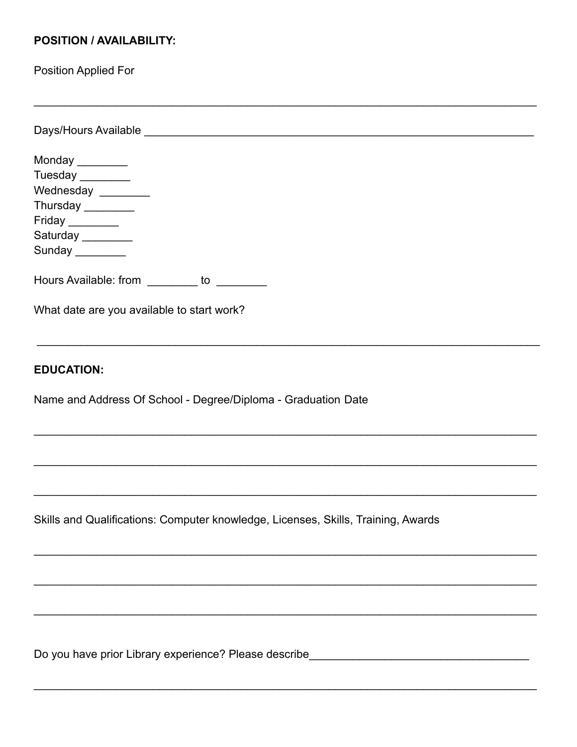**POSITION / AVAILABILITY:**

Position Applied For

________________________________________________________________________________

Days/Hours Available ______________________________________________________________

Monday ________
Tuesday ________
Wednesday ________
Thursday ________
Friday ________
Saturday ________
Sunday ________

Hours Available: from ________ to ________

What date are you available to start work?

________________________________________________________________________________

**EDUCATION:**

Name and Address Of School - Degree/Diploma - Graduation Date

________________________________________________________________________________

________________________________________________________________________________

________________________________________________________________________________

Skills and Qualifications: Computer knowledge, Licenses, Skills, Training, Awards

________________________________________________________________________________

________________________________________________________________________________

________________________________________________________________________________

Do you have prior Library experience? Please describe___________________________________

________________________________________________________________________________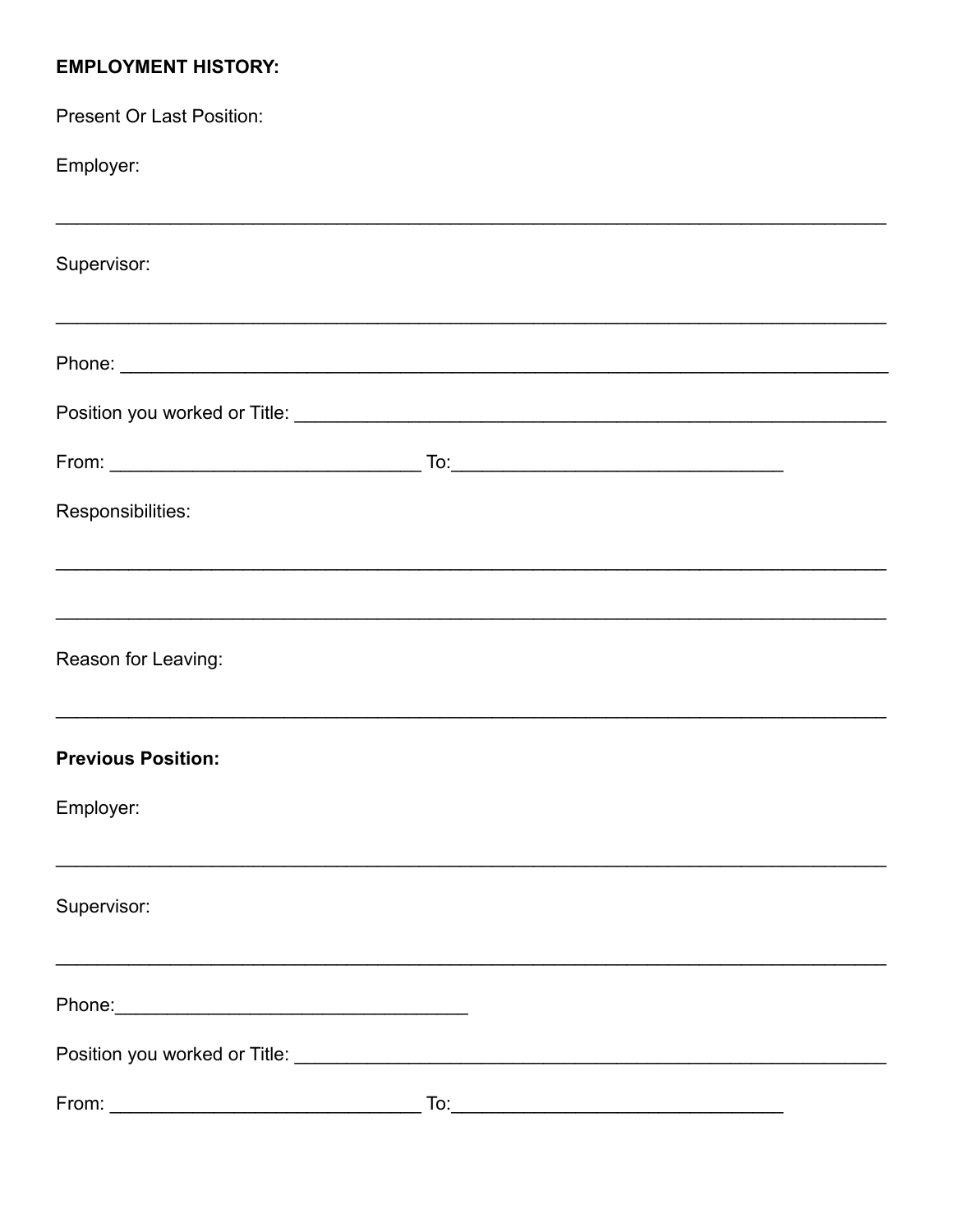**EMPLOYMENT HISTORY:**

Present Or Last Position:

Employer:

_______________________________________________________________________________

Supervisor:

_______________________________________________________________________________

Phone: _________________________________________________________________________

Position you worked or Title: ______________________________________________________

From: _____________________________ To:_______________________________

Responsibilities:

_______________________________________________________________________________

_______________________________________________________________________________

Reason for Leaving:

_______________________________________________________________________________

**Previous Position:**

Employer:

_______________________________________________________________________________

Supervisor:

_______________________________________________________________________________

Phone:_________________________________

Position you worked or Title: ______________________________________________________

From: _____________________________ To:_______________________________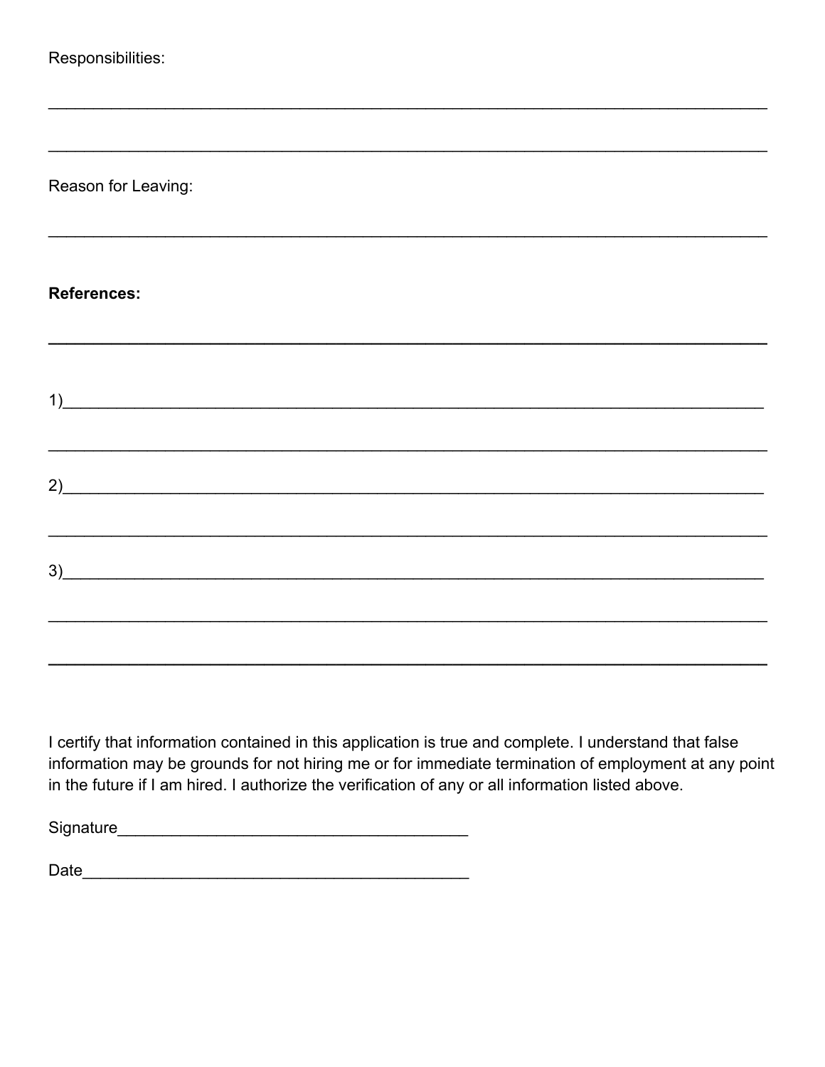Responsibilities:

\_\_\_\_\_\_\_\_\_\_\_\_\_\_\_\_\_\_\_\_\_\_\_\_\_\_\_\_\_\_\_\_\_\_\_\_\_\_\_\_\_\_\_\_\_\_\_\_\_\_\_\_\_\_\_\_\_\_\_\_\_\_\_\_\_\_\_\_\_\_\_\_\_\_\_\_\_\_

\_\_\_\_\_\_\_\_\_\_\_\_\_\_\_\_\_\_\_\_\_\_\_\_\_\_\_\_\_\_\_\_\_\_\_\_\_\_\_\_\_\_\_\_\_\_\_\_\_\_\_\_\_\_\_\_\_\_\_\_\_\_\_\_\_\_\_\_\_\_\_\_\_\_\_\_\_\_

Reason for Leaving:

\_\_\_\_\_\_\_\_\_\_\_\_\_\_\_\_\_\_\_\_\_\_\_\_\_\_\_\_\_\_\_\_\_\_\_\_\_\_\_\_\_\_\_\_\_\_\_\_\_\_\_\_\_\_\_\_\_\_\_\_\_\_\_\_\_\_\_\_\_\_\_\_\_\_\_\_\_\_

**References:**

\_\_\_\_\_\_\_\_\_\_\_\_\_\_\_\_\_\_\_\_\_\_\_\_\_\_\_\_\_\_\_\_\_\_\_\_\_\_\_\_\_\_\_\_\_\_\_\_\_\_\_\_\_\_\_\_\_\_\_\_\_\_\_\_\_\_\_\_\_\_\_\_\_\_\_\_\_\_

1)\_\_\_\_\_\_\_\_\_\_\_\_\_\_\_\_\_\_\_\_\_\_\_\_\_\_\_\_\_\_\_\_\_\_\_\_\_\_\_\_\_\_\_\_\_\_\_\_\_\_\_\_\_\_\_\_\_\_\_\_\_\_\_\_\_\_\_\_\_\_\_\_\_\_\_\_

\_\_\_\_\_\_\_\_\_\_\_\_\_\_\_\_\_\_\_\_\_\_\_\_\_\_\_\_\_\_\_\_\_\_\_\_\_\_\_\_\_\_\_\_\_\_\_\_\_\_\_\_\_\_\_\_\_\_\_\_\_\_\_\_\_\_\_\_\_\_\_\_\_\_\_\_\_\_

2)\_\_\_\_\_\_\_\_\_\_\_\_\_\_\_\_\_\_\_\_\_\_\_\_\_\_\_\_\_\_\_\_\_\_\_\_\_\_\_\_\_\_\_\_\_\_\_\_\_\_\_\_\_\_\_\_\_\_\_\_\_\_\_\_\_\_\_\_\_\_\_\_\_\_\_\_

\_\_\_\_\_\_\_\_\_\_\_\_\_\_\_\_\_\_\_\_\_\_\_\_\_\_\_\_\_\_\_\_\_\_\_\_\_\_\_\_\_\_\_\_\_\_\_\_\_\_\_\_\_\_\_\_\_\_\_\_\_\_\_\_\_\_\_\_\_\_\_\_\_\_\_\_\_\_

3)\_\_\_\_\_\_\_\_\_\_\_\_\_\_\_\_\_\_\_\_\_\_\_\_\_\_\_\_\_\_\_\_\_\_\_\_\_\_\_\_\_\_\_\_\_\_\_\_\_\_\_\_\_\_\_\_\_\_\_\_\_\_\_\_\_\_\_\_\_\_\_\_\_\_\_\_

\_\_\_\_\_\_\_\_\_\_\_\_\_\_\_\_\_\_\_\_\_\_\_\_\_\_\_\_\_\_\_\_\_\_\_\_\_\_\_\_\_\_\_\_\_\_\_\_\_\_\_\_\_\_\_\_\_\_\_\_\_\_\_\_\_\_\_\_\_\_\_\_\_\_\_\_\_\_

\_\_\_\_\_\_\_\_\_\_\_\_\_\_\_\_\_\_\_\_\_\_\_\_\_\_\_\_\_\_\_\_\_\_\_\_\_\_\_\_\_\_\_\_\_\_\_\_\_\_\_\_\_\_\_\_\_\_\_\_\_\_\_\_\_\_\_\_\_\_\_\_\_\_\_\_\_\_

I certify that information contained in this application is true and complete. I understand that false information may be grounds for not hiring me or for immediate termination of employment at any point in the future if I am hired. I authorize the verification of any or all information listed above.

Signature\_\_\_\_\_\_\_\_\_\_\_\_\_\_\_\_\_\_\_\_\_\_\_\_\_\_\_\_\_\_\_\_\_\_\_\_\_\_\_

Date\_\_\_\_\_\_\_\_\_\_\_\_\_\_\_\_\_\_\_\_\_\_\_\_\_\_\_\_\_\_\_\_\_\_\_\_\_\_\_\_\_\_\_